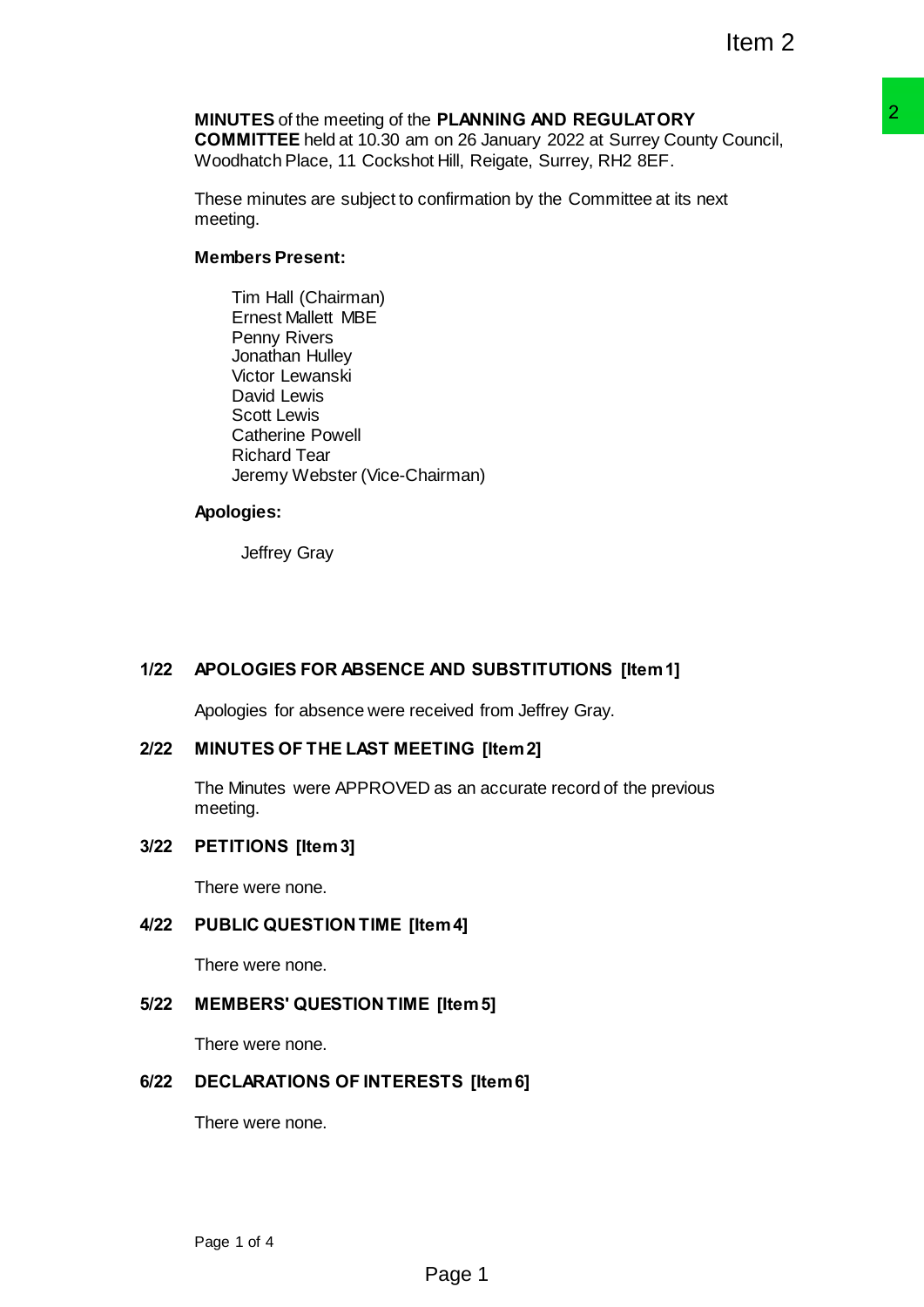**MINUTES** of the meeting of the **PLANNING AND REGULATORY COMMITTEE** held at 10.30 am on 26 January 2022 at Surrey County Council, Woodhatch Place, 11 Cockshot Hill, Reigate, Surrey, RH2 8EF.

These minutes are subject to confirmation by the Committee at its next meeting.

**Members Present:**

Tim Hall (Chairman)
Ernest Mallett MBE
Penny Rivers
Jonathan Hulley
Victor Lewanski
David Lewis
Scott Lewis
Catherine Powell
Richard Tear
Jeremy Webster (Vice-Chairman)

**Apologies:**

Jeffrey Gray

## 1/22 APOLOGIES FOR ABSENCE AND SUBSTITUTIONS [Item 1]

Apologies for absence were received from Jeffrey Gray.

## 2/22 MINUTES OF THE LAST MEETING [Item 2]

The Minutes were APPROVED as an accurate record of the previous meeting.

## 3/22 PETITIONS [Item 3]

There were none.

## 4/22 PUBLIC QUESTION TIME [Item 4]

There were none.

## 5/22 MEMBERS' QUESTION TIME [Item 5]

There were none.

## 6/22 DECLARATIONS OF INTERESTS [Item 6]

There were none.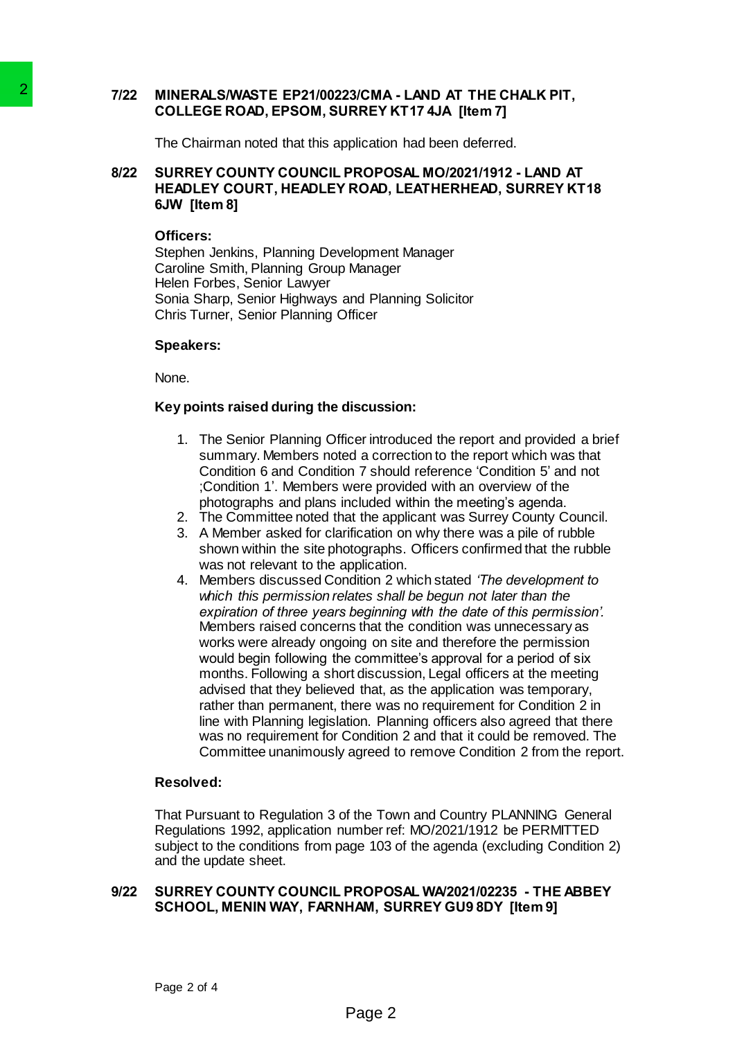**7/22 MINERALS/WASTE EP21/00223/CMA - LAND AT THE CHALK PIT, COLLEGE ROAD, EPSOM, SURREY KT17 4JA [Item 7]**

The Chairman noted that this application had been deferred.

**8/22 SURREY COUNTY COUNCIL PROPOSAL MO/2021/1912 - LAND AT HEADLEY COURT, HEADLEY ROAD, LEATHERHEAD, SURREY KT18 6JW [Item 8]**

**Officers:**

Stephen Jenkins, Planning Development Manager
Caroline Smith, Planning Group Manager
Helen Forbes, Senior Lawyer
Sonia Sharp, Senior Highways and Planning Solicitor
Chris Turner, Senior Planning Officer

**Speakers:**

None.

**Key points raised during the discussion:**

1. The Senior Planning Officer introduced the report and provided a brief summary. Members noted a correction to the report which was that Condition 6 and Condition 7 should reference 'Condition 5' and not ;Condition 1'. Members were provided with an overview of the photographs and plans included within the meeting's agenda.
2. The Committee noted that the applicant was Surrey County Council.
3. A Member asked for clarification on why there was a pile of rubble shown within the site photographs. Officers confirmed that the rubble was not relevant to the application.
4. Members discussed Condition 2 which stated *'The development to which this permission relates shall be begun not later than the expiration of three years beginning with the date of this permission'.* Members raised concerns that the condition was unnecessary as works were already ongoing on site and therefore the permission would begin following the committee's approval for a period of six months. Following a short discussion, Legal officers at the meeting advised that they believed that, as the application was temporary, rather than permanent, there was no requirement for Condition 2 in line with Planning legislation. Planning officers also agreed that there was no requirement for Condition 2 and that it could be removed. The Committee unanimously agreed to remove Condition 2 from the report.

**Resolved:**

That Pursuant to Regulation 3 of the Town and Country PLANNING General Regulations 1992, application number ref: MO/2021/1912 be PERMITTED subject to the conditions from page 103 of the agenda (excluding Condition 2) and the update sheet.

**9/22 SURREY COUNTY COUNCIL PROPOSAL WA/2021/02235 - THE ABBEY SCHOOL, MENIN WAY, FARNHAM, SURREY GU9 8DY [Item 9]**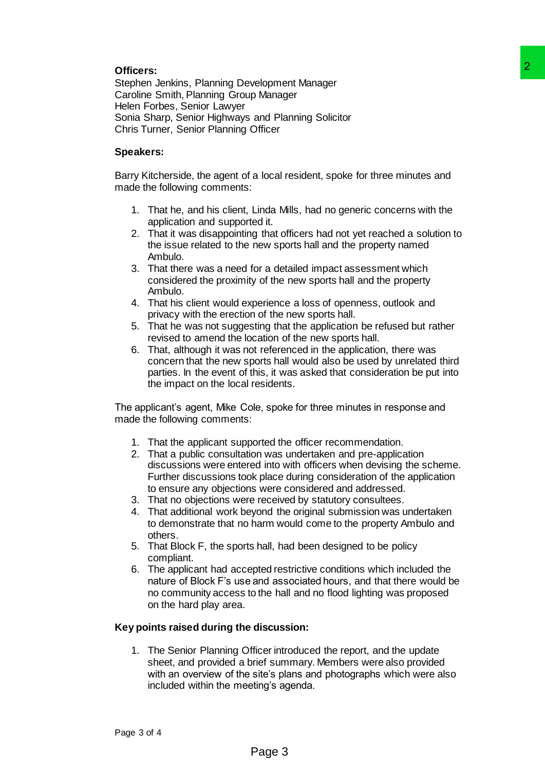**Officers:**
Stephen Jenkins, Planning Development Manager
Caroline Smith, Planning Group Manager
Helen Forbes, Senior Lawyer
Sonia Sharp, Senior Highways and Planning Solicitor
Chris Turner, Senior Planning Officer

**Speakers:**

Barry Kitcherside, the agent of a local resident, spoke for three minutes and made the following comments:

1. That he, and his client, Linda Mills, had no generic concerns with the application and supported it.
2. That it was disappointing that officers had not yet reached a solution to the issue related to the new sports hall and the property named Ambulo.
3. That there was a need for a detailed impact assessment which considered the proximity of the new sports hall and the property Ambulo.
4. That his client would experience a loss of openness, outlook and privacy with the erection of the new sports hall.
5. That he was not suggesting that the application be refused but rather revised to amend the location of the new sports hall.
6. That, although it was not referenced in the application, there was concern that the new sports hall would also be used by unrelated third parties. In the event of this, it was asked that consideration be put into the impact on the local residents.

The applicant's agent, Mike Cole, spoke for three minutes in response and made the following comments:

1. That the applicant supported the officer recommendation.
2. That a public consultation was undertaken and pre-application discussions were entered into with officers when devising the scheme. Further discussions took place during consideration of the application to ensure any objections were considered and addressed.
3. That no objections were received by statutory consultees.
4. That additional work beyond the original submission was undertaken to demonstrate that no harm would come to the property Ambulo and others.
5. That Block F, the sports hall, had been designed to be policy compliant.
6. The applicant had accepted restrictive conditions which included the nature of Block F's use and associated hours, and that there would be no community access to the hall and no flood lighting was proposed on the hard play area.

**Key points raised during the discussion:**

1. The Senior Planning Officer introduced the report, and the update sheet, and provided a brief summary. Members were also provided with an overview of the site's plans and photographs which were also included within the meeting's agenda.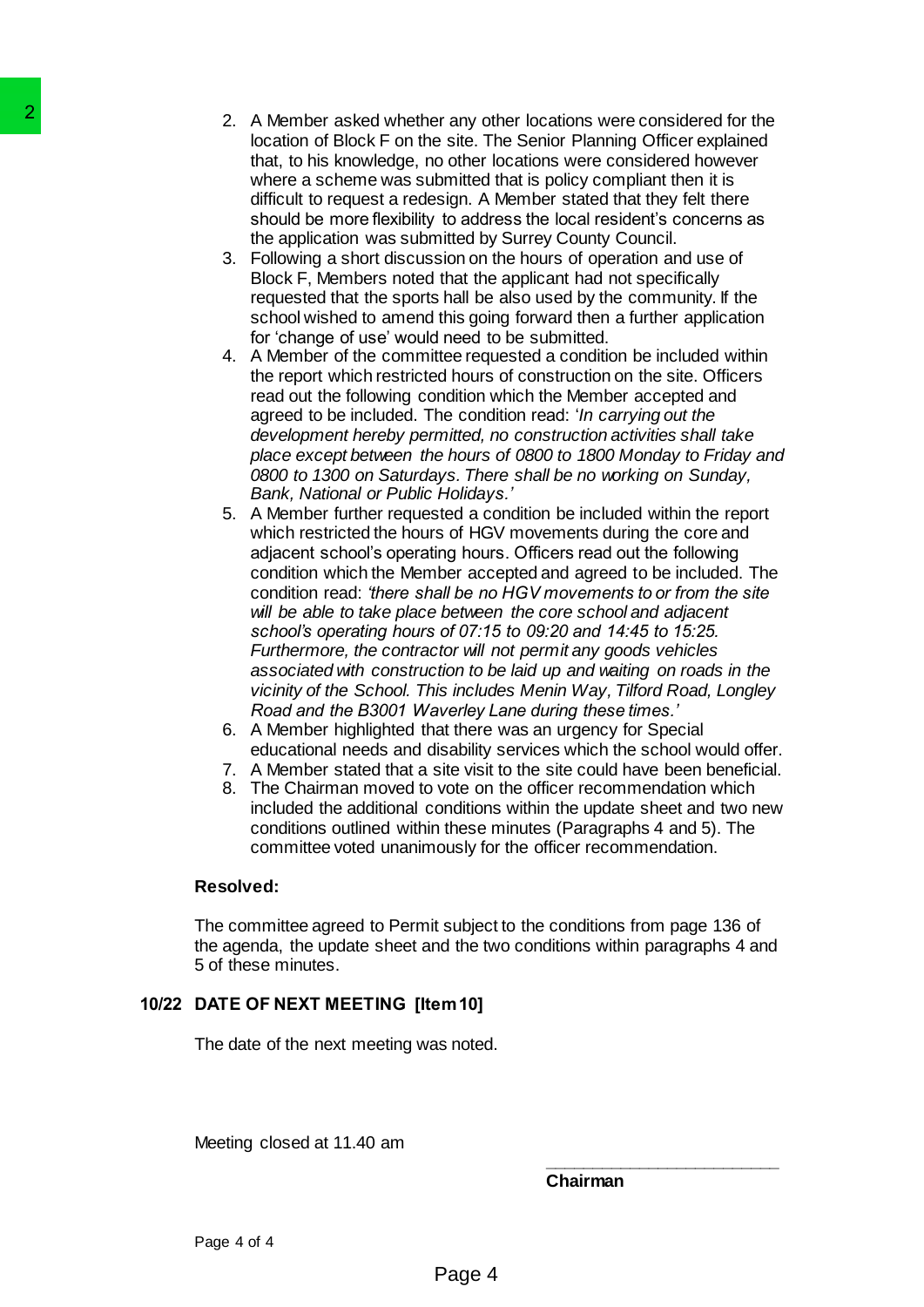2. A Member asked whether any other locations were considered for the location of Block F on the site. The Senior Planning Officer explained that, to his knowledge, no other locations were considered however where a scheme was submitted that is policy compliant then it is difficult to request a redesign. A Member stated that they felt there should be more flexibility to address the local resident's concerns as the application was submitted by Surrey County Council.
3. Following a short discussion on the hours of operation and use of Block F, Members noted that the applicant had not specifically requested that the sports hall be also used by the community. If the school wished to amend this going forward then a further application for 'change of use' would need to be submitted.
4. A Member of the committee requested a condition be included within the report which restricted hours of construction on the site. Officers read out the following condition which the Member accepted and agreed to be included. The condition read: '*In carrying out the development hereby permitted, no construction activities shall take place except between the hours of 0800 to 1800 Monday to Friday and 0800 to 1300 on Saturdays. There shall be no working on Sunday, Bank, National or Public Holidays.'*
5. A Member further requested a condition be included within the report which restricted the hours of HGV movements during the core and adjacent school's operating hours. Officers read out the following condition which the Member accepted and agreed to be included. The condition read: *'there shall be no HGV movements to or from the site will be able to take place between the core school and adjacent school's operating hours of 07:15 to 09:20 and 14:45 to 15:25. Furthermore, the contractor will not permit any goods vehicles associated with construction to be laid up and waiting on roads in the vicinity of the School. This includes Menin Way, Tilford Road, Longley Road and the B3001 Waverley Lane during these times.'*
6. A Member highlighted that there was an urgency for Special educational needs and disability services which the school would offer.
7. A Member stated that a site visit to the site could have been beneficial.
8. The Chairman moved to vote on the officer recommendation which included the additional conditions within the update sheet and two new conditions outlined within these minutes (Paragraphs 4 and 5). The committee voted unanimously for the officer recommendation.

**Resolved:**

The committee agreed to Permit subject to the conditions from page 136 of the agenda, the update sheet and the two conditions within paragraphs 4 and 5 of these minutes.

## 10/22 DATE OF NEXT MEETING [Item 10]

The date of the next meeting was noted.

Meeting closed at 11.40 am

______________________

**Chairman**